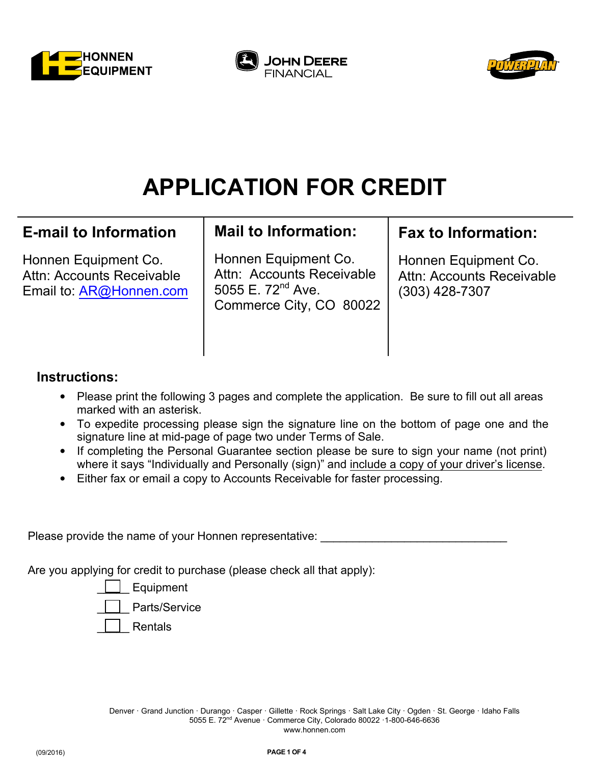HONNEN EQUIPMENT

JOHN DEERE FINANCIAL

POWERPLAN

# APPLICATION FOR CREDIT

| E-mail to Information | Mail to Information: | Fax to Information: |
|---|---|---|
| Honnen Equipment Co.<br>Attn: Accounts Receivable<br>Email to: AR@Honnen.com | Honnen Equipment Co.<br>Attn: Accounts Receivable<br>5055 E. 72nd Ave.<br>Commerce City, CO 80022 | Honnen Equipment Co.<br>Attn: Accounts Receivable<br>(303) 428-7307 |

### Instructions:

- Please print the following 3 pages and complete the application. Be sure to fill out all areas marked with an asterisk.
- To expedite processing please sign the signature line on the bottom of page one and the signature line at mid-page of page two under Terms of Sale.
- If completing the Personal Guarantee section please be sure to sign your name (not print) where it says "Individually and Personally (sign)" and include a copy of your driver's license.
- Either fax or email a copy to Accounts Receivable for faster processing.

Please provide the name of your Honnen representative: ______________________________

Are you applying for credit to purchase (please check all that apply):

- ☐ Equipment
- ☐ Parts/Service
- ☐ Rentals

Denver · Grand Junction · Durango · Casper · Gillette · Rock Springs · Salt Lake City · Ogden · St. George · Idaho Falls
5055 E. 72nd Avenue · Commerce City, Colorado 80022 · 1-800-646-6636
www.honnen.com

(09/2016)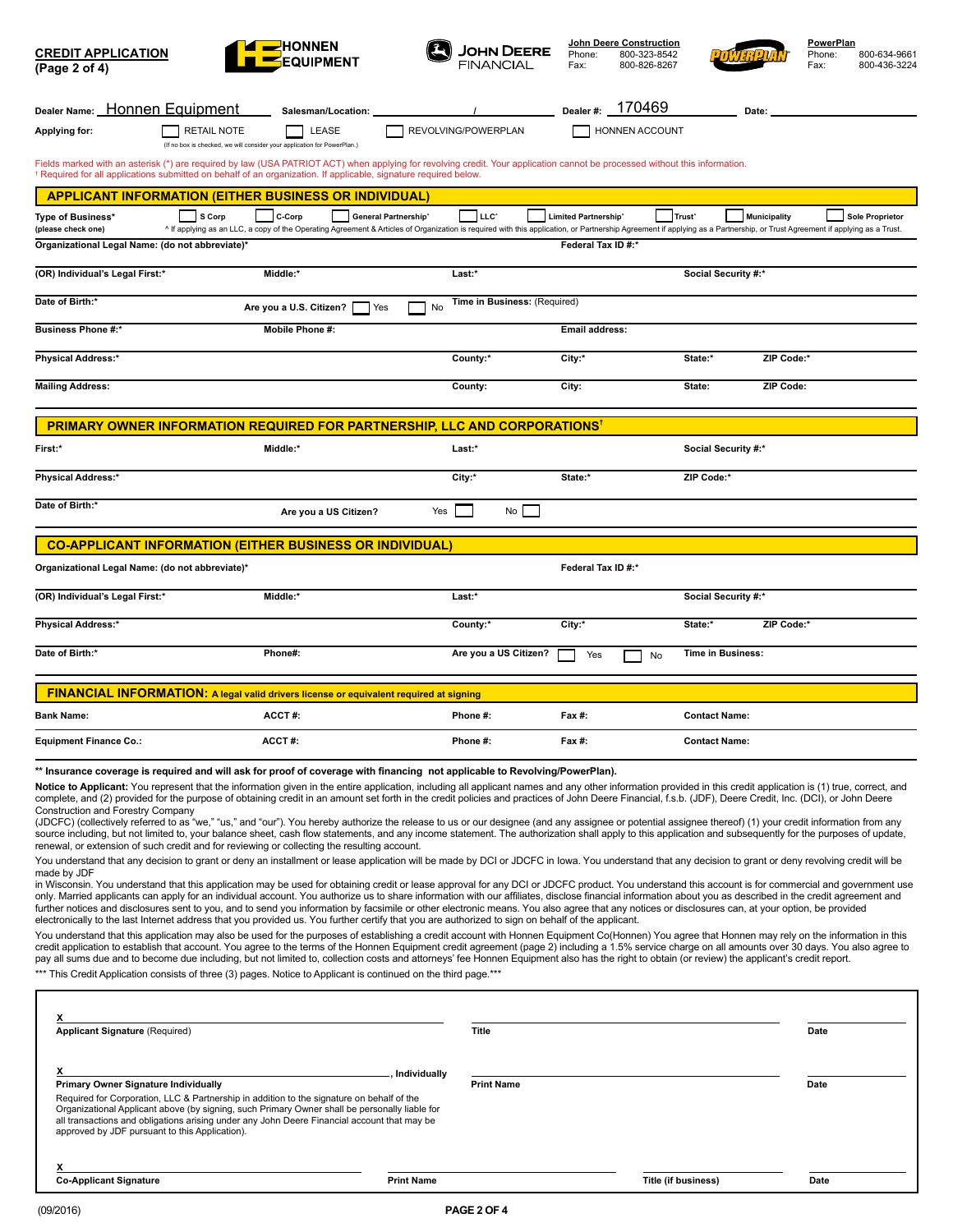**CREDIT APPLICATION**
**(Page 2 of 4)**

HONNEN EQUIPMENT

JOHN DEERE FINANCIAL

**John Deere Construction**
Phone: 800-323-8542
Fax: 800-826-8267

POWERPLAN

**PowerPlan**
Phone: 800-634-9661
Fax: 800-436-3224

**Dealer Name:** Honnen Equipment **Salesman/Location:** / **Dealer #:** 170469 **Date:**

**Applying for:** ☐ RETAIL NOTE ☐ LEASE ☐ REVOLVING/POWERPLAN ☐ HONNEN ACCOUNT

(If no box is checked, we will consider your application for PowerPlan.)

Fields marked with an asterisk (*) are required by law (USA PATRIOT ACT) when applying for revolving credit. Your application cannot be processed without this information.
† Required for all applications submitted on behalf of an organization. If applicable, signature required below.

## APPLICANT INFORMATION (EITHER BUSINESS OR INDIVIDUAL)

**Type of Business*** (please check one) ☐ S Corp ☐ C-Corp ☐ General Partnership^ ☐ LLC^ ☐ Limited Partnership^ ☐ Trust^ ☐ Municipality ☐ Sole Proprietor

^ If applying as an LLC, a copy of the Operating Agreement & Articles of Organization is required with this application, or Partnership Agreement if applying as a Partnership, or Trust Agreement if applying as a Trust.

| | | | | |
|---|---|---|---|---|
| **Organizational Legal Name: (do not abbreviate)*** | | | **Federal Tax ID #:*** | |
| **(OR) Individual's Legal First:*** | **Middle:*** | **Last:*** | | **Social Security #:*** |
| **Date of Birth:*** | **Are you a U.S. Citizen?** ☐ Yes ☐ No | **Time in Business:** (Required) | | |
| **Business Phone #:*** | **Mobile Phone #:** | | **Email address:** | |
| **Physical Address:*** | | **County:*** | **City:*** | **State:*** **ZIP Code:*** |
| **Mailing Address:** | | **County:** | **City:** | **State:** **ZIP Code:** |

## PRIMARY OWNER INFORMATION REQUIRED FOR PARTNERSHIP, LLC AND CORPORATIONS†

| | | | | |
|---|---|---|---|---|
| **First:*** | **Middle:*** | **Last:*** | | **Social Security #:*** |
| **Physical Address:*** | | **City:*** | **State:*** | **ZIP Code:*** |
| **Date of Birth:*** | **Are you a US Citizen?** | Yes ☐ No ☐ | | |

## CO-APPLICANT INFORMATION (EITHER BUSINESS OR INDIVIDUAL)

| | | | | |
|---|---|---|---|---|
| **Organizational Legal Name: (do not abbreviate)*** | | | **Federal Tax ID #:*** | |
| **(OR) Individual's Legal First:*** | **Middle:*** | **Last:*** | | **Social Security #:*** |
| **Physical Address:*** | | **County:*** | **City:*** | **State:*** **ZIP Code:*** |
| **Date of Birth:*** | **Phone#:** | **Are you a US Citizen?** ☐ Yes ☐ No | | **Time in Business:** |

## FINANCIAL INFORMATION: A legal valid drivers license or equivalent required at signing

| | | | | |
|---|---|---|---|---|
| **Bank Name:** | **ACCT #:** | **Phone #:** | **Fax #:** | **Contact Name:** |
| **Equipment Finance Co.:** | **ACCT #:** | **Phone #:** | **Fax #:** | **Contact Name:** |

**** Insurance coverage is required and will ask for proof of coverage with financing not applicable to Revolving/PowerPlan).**

**Notice to Applicant:** You represent that the information given in the entire application, including all applicant names and any other information provided in this credit application is (1) true, correct, and complete, and (2) provided for the purpose of obtaining credit in an amount set forth in the credit policies and practices of John Deere Financial, f.s.b. (JDF), Deere Credit, Inc. (DCI), or John Deere Construction and Forestry Company
(JDCFC) (collectively referred to as "we," "us," and "our"). You hereby authorize the release to us or our designee (and any assignee or potential assignee thereof) (1) your credit information from any source including, but not limited to, your balance sheet, cash flow statements, and any income statement. The authorization shall apply to this application and subsequently for the purposes of update, renewal, or extension of such credit and for reviewing or collecting the resulting account.

You understand that any decision to grant or deny an installment or lease application will be made by DCI or JDCFC in Iowa. You understand that any decision to grant or deny revolving credit will be made by JDF
in Wisconsin. You understand that this application may be used for obtaining credit or lease approval for any DCI or JDCFC product. You understand this account is for commercial and government use only. Married applicants can apply for an individual account. You authorize us to share information with our affiliates, disclose financial information about you as described in the credit agreement and further notices and disclosures sent to you, and to send you information by facsimile or other electronic means. You also agree that any notices or disclosures can, at your option, be provided electronically to the last Internet address that you provided us. You further certify that you are authorized to sign on behalf of the applicant.

You understand that this application may also be used for the purposes of establishing a credit account with Honnen Equipment Co(Honnen) You agree that Honnen may rely on the information in this credit application to establish that account. You agree to the terms of the Honnen Equipment credit agreement (page 2) including a 1.5% service charge on all amounts over 30 days. You also agree to pay all sums due and to become due including, but not limited to, collection costs and attorneys' fee Honnen Equipment also has the right to obtain (or review) the applicant's credit report.

*** This Credit Application consists of three (3) pages. Notice to Applicant is continued on the third page.***

X ______________________________ ______________________________ __________
**Applicant Signature** (Required) **Title** **Date**

X ______________________________, **Individually** ______________________________ __________
**Primary Owner Signature Individually** **Print Name** **Date**

Required for Corporation, LLC & Partnership in addition to the signature on behalf of the Organizational Applicant above (by signing, such Primary Owner shall be personally liable for all transactions and obligations arising under any John Deere Financial account that may be approved by JDF pursuant to this Application).

X ______________________________ ______________________________ ______________________________ __________
**Co-Applicant Signature** **Print Name** **Title (if business)** **Date**

(09/2016)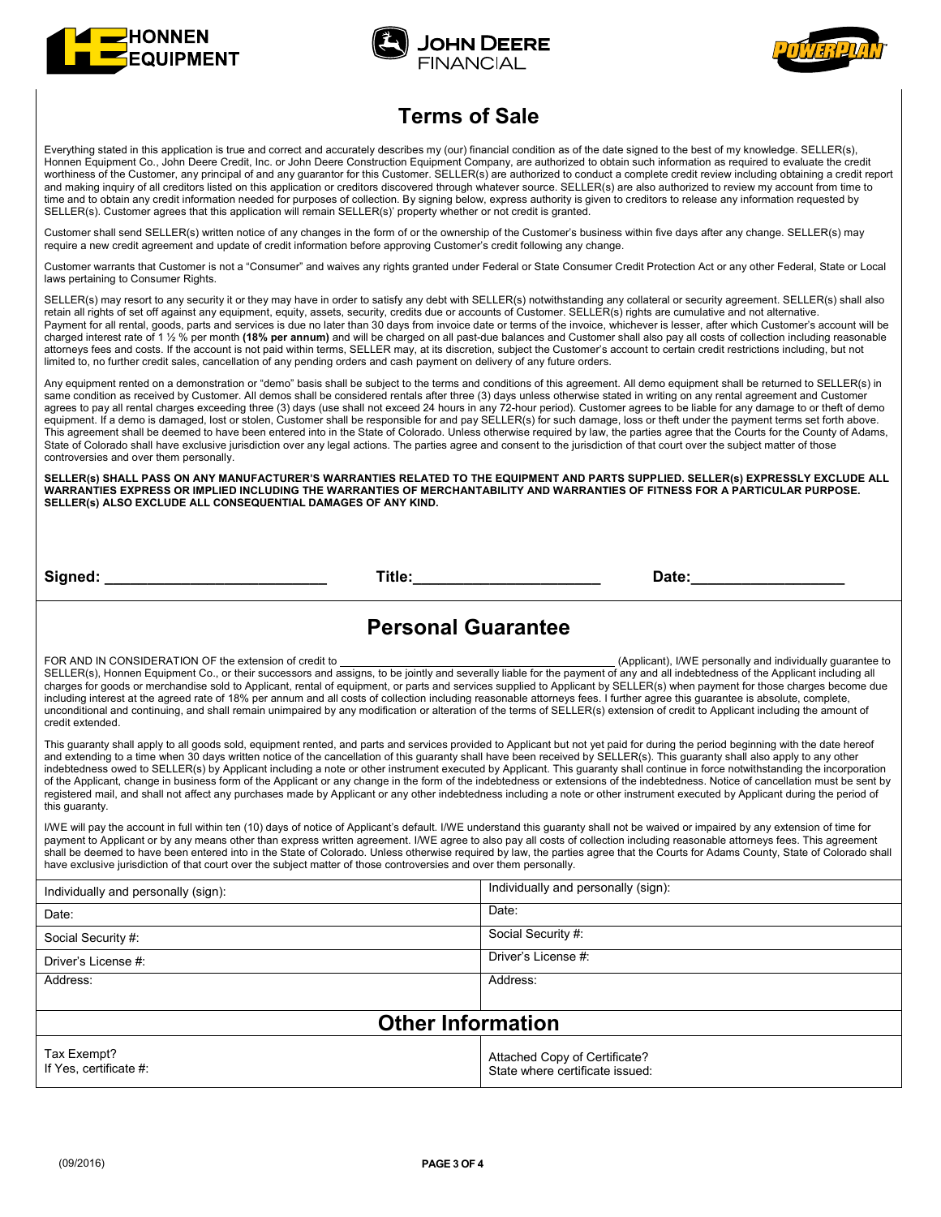# Terms of Sale

Everything stated in this application is true and correct and accurately describes my (our) financial condition as of the date signed to the best of my knowledge. SELLER(s), Honnen Equipment Co., John Deere Credit, Inc. or John Deere Construction Equipment Company, are authorized to obtain such information as required to evaluate the credit worthiness of the Customer, any principal of and any guarantor for this Customer. SELLER(s) are authorized to conduct a complete credit review including obtaining a credit report and making inquiry of all creditors listed on this application or creditors discovered through whatever source. SELLER(s) are also authorized to review my account from time to time and to obtain any credit information needed for purposes of collection. By signing below, express authority is given to creditors to release any information requested by SELLER(s). Customer agrees that this application will remain SELLER(s)' property whether or not credit is granted.

Customer shall send SELLER(s) written notice of any changes in the form of or the ownership of the Customer's business within five days after any change. SELLER(s) may require a new credit agreement and update of credit information before approving Customer's credit following any change.

Customer warrants that Customer is not a "Consumer" and waives any rights granted under Federal or State Consumer Credit Protection Act or any other Federal, State or Local laws pertaining to Consumer Rights.

SELLER(s) may resort to any security it or they may have in order to satisfy any debt with SELLER(s) notwithstanding any collateral or security agreement. SELLER(s) shall also retain all rights of set off against any equipment, equity, assets, security, credits due or accounts of Customer. SELLER(s) rights are cumulative and not alternative.
Payment for all rental, goods, parts and services is due no later than 30 days from invoice date or terms of the invoice, whichever is lesser, after which Customer's account will be charged interest rate of 1 ½ % per month **(18% per annum)** and will be charged on all past-due balances and Customer shall also pay all costs of collection including reasonable attorneys fees and costs. If the account is not paid within terms, SELLER may, at its discretion, subject the Customer's account to certain credit restrictions including, but not limited to, no further credit sales, cancellation of any pending orders and cash payment on delivery of any future orders.

Any equipment rented on a demonstration or "demo" basis shall be subject to the terms and conditions of this agreement. All demo equipment shall be returned to SELLER(s) in same condition as received by Customer. All demos shall be considered rentals after three (3) days unless otherwise stated in writing on any rental agreement and Customer agrees to pay all rental charges exceeding three (3) days (use shall not exceed 24 hours in any 72-hour period). Customer agrees to be liable for any damage to or theft of demo equipment. If a demo is damaged, lost or stolen, Customer shall be responsible for and pay SELLER(s) for such damage, loss or theft under the payment terms set forth above. This agreement shall be deemed to have been entered into in the State of Colorado. Unless otherwise required by law, the parties agree that the Courts for the County of Adams, State of Colorado shall have exclusive jurisdiction over any legal actions. The parties agree and consent to the jurisdiction of that court over the subject matter of those controversies and over them personally.

**SELLER(s) SHALL PASS ON ANY MANUFACTURER'S WARRANTIES RELATED TO THE EQUIPMENT AND PARTS SUPPLIED. SELLER(s) EXPRESSLY EXCLUDE ALL WARRANTIES EXPRESS OR IMPLIED INCLUDING THE WARRANTIES OF MERCHANTABILITY AND WARRANTIES OF FITNESS FOR A PARTICULAR PURPOSE. SELLER(s) ALSO EXCLUDE ALL CONSEQUENTIAL DAMAGES OF ANY KIND.**

**Signed:** ___________________________ **Title:** ______________________ **Date:** __________________

# Personal Guarantee

FOR AND IN CONSIDERATION OF the extension of credit to ___________________________________________ (Applicant), I/WE personally and individually guarantee to SELLER(s), Honnen Equipment Co., or their successors and assigns, to be jointly and severally liable for the payment of any and all indebtedness of the Applicant including all charges for goods or merchandise sold to Applicant, rental of equipment, or parts and services supplied to Applicant by SELLER(s) when payment for those charges become due including interest at the agreed rate of 18% per annum and all costs of collection including reasonable attorneys fees. I further agree this guarantee is absolute, complete, unconditional and continuing, and shall remain unimpaired by any modification or alteration of the terms of SELLER(s) extension of credit to Applicant including the amount of credit extended.

This guaranty shall apply to all goods sold, equipment rented, and parts and services provided to Applicant but not yet paid for during the period beginning with the date hereof and extending to a time when 30 days written notice of the cancellation of this guaranty shall have been received by SELLER(s). This guaranty shall also apply to any other indebtedness owed to SELLER(s) by Applicant including a note or other instrument executed by Applicant. This guaranty shall continue in force notwithstanding the incorporation of the Applicant, change in business form of the Applicant or any change in the form of the indebtedness or extensions of the indebtedness. Notice of cancellation must be sent by registered mail, and shall not affect any purchases made by Applicant or any other indebtedness including a note or other instrument executed by Applicant during the period of this guaranty.

I/WE will pay the account in full within ten (10) days of notice of Applicant's default. I/WE understand this guaranty shall not be waived or impaired by any extension of time for payment to Applicant or by any means other than express written agreement. I/WE agree to also pay all costs of collection including reasonable attorneys fees. This agreement shall be deemed to have been entered into in the State of Colorado. Unless otherwise required by law, the parties agree that the Courts for Adams County, State of Colorado shall have exclusive jurisdiction of that court over the subject matter of those controversies and over them personally.

| Individually and personally (sign): | Individually and personally (sign): |
|---|---|
| Date: | Date: |
| Social Security #: | Social Security #: |
| Driver's License #: | Driver's License #: |
| Address: | Address: |

# Other Information

| Tax Exempt?<br>If Yes, certificate #: | Attached Copy of Certificate?<br>State where certificate issued: |
|---|---|

(09/2016)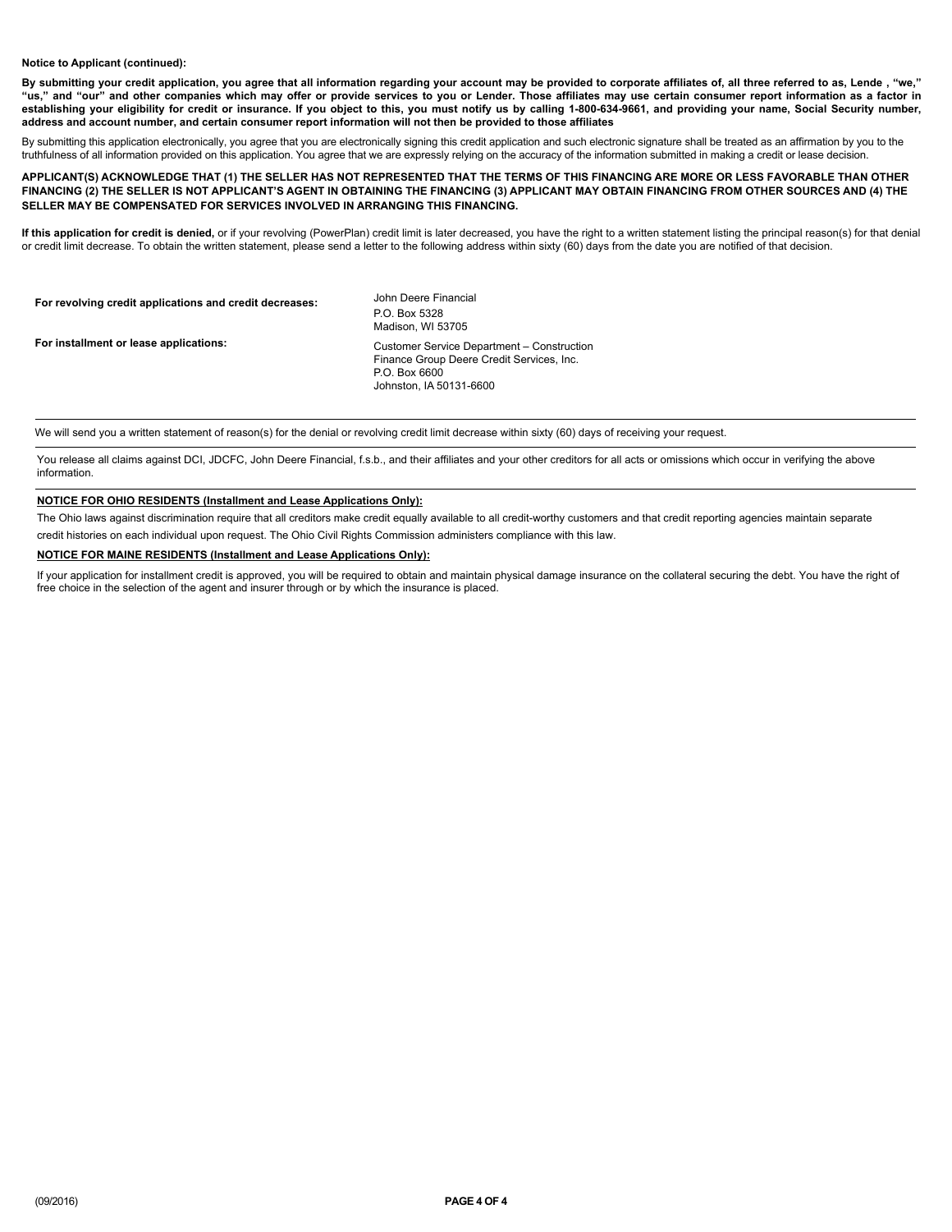**Notice to Applicant (continued):**

**By submitting your credit application, you agree that all information regarding your account may be provided to corporate affiliates of, all three referred to as, Lende , "we," "us," and "our" and other companies which may offer or provide services to you or Lender. Those affiliates may use certain consumer report information as a factor in establishing your eligibility for credit or insurance. If you object to this, you must notify us by calling 1-800-634-9661, and providing your name, Social Security number, address and account number, and certain consumer report information will not then be provided to those affiliates**

By submitting this application electronically, you agree that you are electronically signing this credit application and such electronic signature shall be treated as an affirmation by you to the truthfulness of all information provided on this application. You agree that we are expressly relying on the accuracy of the information submitted in making a credit or lease decision.

**APPLICANT(S) ACKNOWLEDGE THAT (1) THE SELLER HAS NOT REPRESENTED THAT THE TERMS OF THIS FINANCING ARE MORE OR LESS FAVORABLE THAN OTHER FINANCING (2) THE SELLER IS NOT APPLICANT'S AGENT IN OBTAINING THE FINANCING (3) APPLICANT MAY OBTAIN FINANCING FROM OTHER SOURCES AND (4) THE SELLER MAY BE COMPENSATED FOR SERVICES INVOLVED IN ARRANGING THIS FINANCING.**

**If this application for credit is denied,** or if your revolving (PowerPlan) credit limit is later decreased, you have the right to a written statement listing the principal reason(s) for that denial or credit limit decrease. To obtain the written statement, please send a letter to the following address within sixty (60) days from the date you are notified of that decision.

| | |
|---|---|
| **For revolving credit applications and credit decreases:** | John Deere Financial<br>P.O. Box 5328<br>Madison, WI 53705 |
| **For installment or lease applications:** | Customer Service Department – Construction<br>Finance Group Deere Credit Services, Inc.<br>P.O. Box 6600<br>Johnston, IA 50131-6600 |

We will send you a written statement of reason(s) for the denial or revolving credit limit decrease within sixty (60) days of receiving your request.

You release all claims against DCI, JDCFC, John Deere Financial, f.s.b., and their affiliates and your other creditors for all acts or omissions which occur in verifying the above information.

**NOTICE FOR OHIO RESIDENTS (Installment and Lease Applications Only):**

The Ohio laws against discrimination require that all creditors make credit equally available to all credit-worthy customers and that credit reporting agencies maintain separate credit histories on each individual upon request. The Ohio Civil Rights Commission administers compliance with this law.

**NOTICE FOR MAINE RESIDENTS (Installment and Lease Applications Only):**

If your application for installment credit is approved, you will be required to obtain and maintain physical damage insurance on the collateral securing the debt. You have the right of free choice in the selection of the agent and insurer through or by which the insurance is placed.

(09/2016)